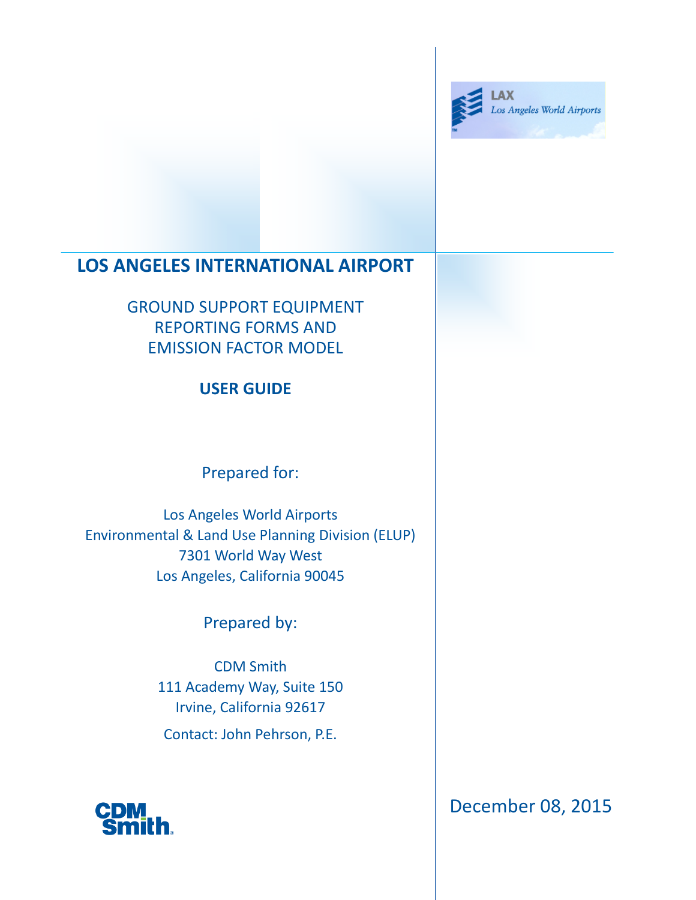LAX
*Los Angeles World Airports*

# LOS ANGELES INTERNATIONAL AIRPORT

## GROUND SUPPORT EQUIPMENT REPORTING FORMS AND EMISSION FACTOR MODEL

## USER GUIDE

Prepared for:

Los Angeles World Airports
Environmental & Land Use Planning Division (ELUP)
7301 World Way West
Los Angeles, California 90045

Prepared by:

CDM Smith
111 Academy Way, Suite 150
Irvine, California 92617

Contact: John Pehrson, P.E.

CDM Smith

December 08, 2015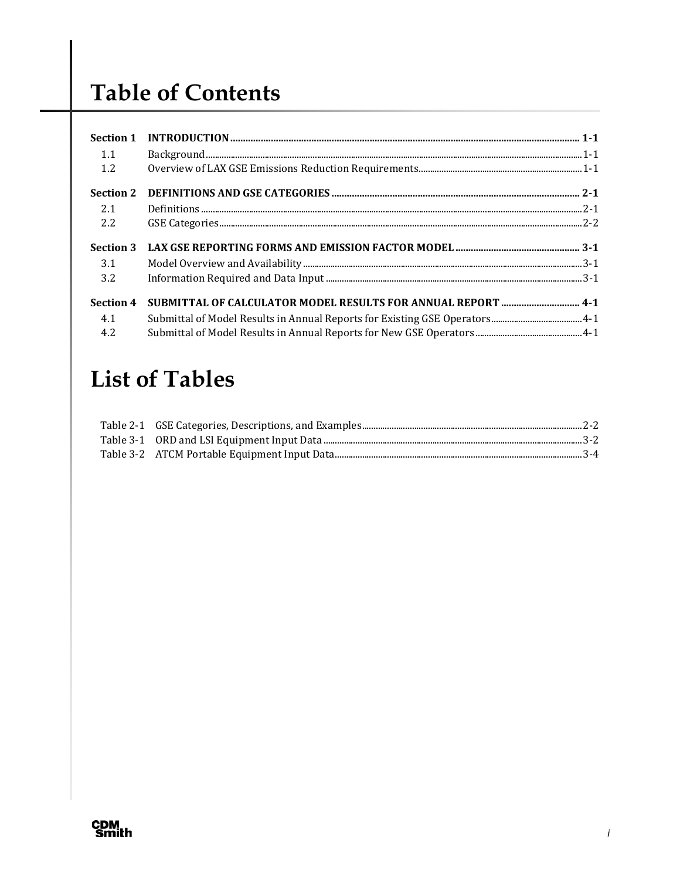# Table of Contents

**Section 1 INTRODUCTION ........ 1-1**

- 1.1 Background ........ 1-1
- 1.2 Overview of LAX GSE Emissions Reduction Requirements ........ 1-1

**Section 2 DEFINITIONS AND GSE CATEGORIES ........ 2-1**

- 2.1 Definitions ........ 2-1
- 2.2 GSE Categories ........ 2-2

**Section 3 LAX GSE REPORTING FORMS AND EMISSION FACTOR MODEL ........ 3-1**

- 3.1 Model Overview and Availability ........ 3-1
- 3.2 Information Required and Data Input ........ 3-1

**Section 4 SUBMITTAL OF CALCULATOR MODEL RESULTS FOR ANNUAL REPORT ........ 4-1**

- 4.1 Submittal of Model Results in Annual Reports for Existing GSE Operators ........ 4-1
- 4.2 Submittal of Model Results in Annual Reports for New GSE Operators ........ 4-1

# List of Tables

- Table 2-1 GSE Categories, Descriptions, and Examples ........ 2-2
- Table 3-1 ORD and LSI Equipment Input Data ........ 3-2
- Table 3-2 ATCM Portable Equipment Input Data ........ 3-4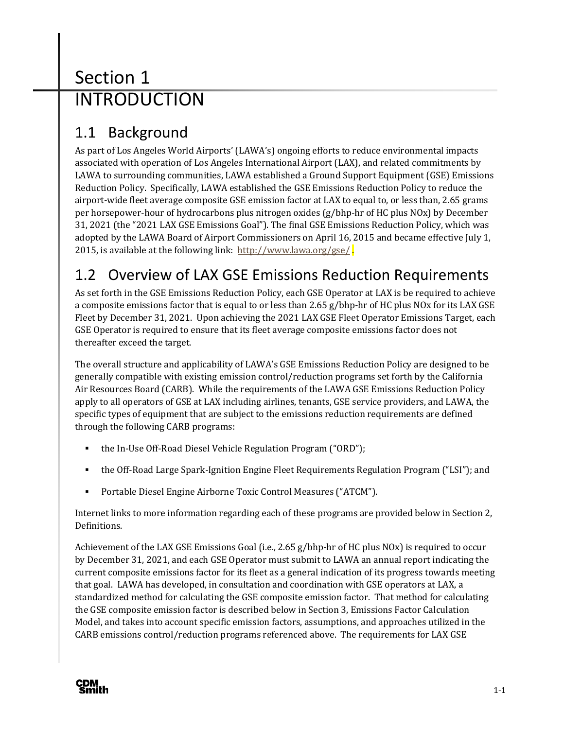# Section 1 INTRODUCTION

## 1.1 Background

As part of Los Angeles World Airports' (LAWA's) ongoing efforts to reduce environmental impacts associated with operation of Los Angeles International Airport (LAX), and related commitments by LAWA to surrounding communities, LAWA established a Ground Support Equipment (GSE) Emissions Reduction Policy. Specifically, LAWA established the GSE Emissions Reduction Policy to reduce the airport-wide fleet average composite GSE emission factor at LAX to equal to, or less than, 2.65 grams per horsepower-hour of hydrocarbons plus nitrogen oxides (g/bhp-hr of HC plus NOx) by December 31, 2021 (the "2021 LAX GSE Emissions Goal"). The final GSE Emissions Reduction Policy, which was adopted by the LAWA Board of Airport Commissioners on April 16, 2015 and became effective July 1, 2015, is available at the following link: http://www.lawa.org/gse/.

## 1.2 Overview of LAX GSE Emissions Reduction Requirements

As set forth in the GSE Emissions Reduction Policy, each GSE Operator at LAX is be required to achieve a composite emissions factor that is equal to or less than 2.65 g/bhp-hr of HC plus NOx for its LAX GSE Fleet by December 31, 2021. Upon achieving the 2021 LAX GSE Fleet Operator Emissions Target, each GSE Operator is required to ensure that its fleet average composite emissions factor does not thereafter exceed the target.

The overall structure and applicability of LAWA's GSE Emissions Reduction Policy are designed to be generally compatible with existing emission control/reduction programs set forth by the California Air Resources Board (CARB). While the requirements of the LAWA GSE Emissions Reduction Policy apply to all operators of GSE at LAX including airlines, tenants, GSE service providers, and LAWA, the specific types of equipment that are subject to the emissions reduction requirements are defined through the following CARB programs:

- the In-Use Off-Road Diesel Vehicle Regulation Program ("ORD");
- the Off-Road Large Spark-Ignition Engine Fleet Requirements Regulation Program ("LSI"); and
- Portable Diesel Engine Airborne Toxic Control Measures ("ATCM").

Internet links to more information regarding each of these programs are provided below in Section 2, Definitions.

Achievement of the LAX GSE Emissions Goal (i.e., 2.65 g/bhp-hr of HC plus NOx) is required to occur by December 31, 2021, and each GSE Operator must submit to LAWA an annual report indicating the current composite emissions factor for its fleet as a general indication of its progress towards meeting that goal. LAWA has developed, in consultation and coordination with GSE operators at LAX, a standardized method for calculating the GSE composite emission factor. That method for calculating the GSE composite emission factor is described below in Section 3, Emissions Factor Calculation Model, and takes into account specific emission factors, assumptions, and approaches utilized in the CARB emissions control/reduction programs referenced above. The requirements for LAX GSE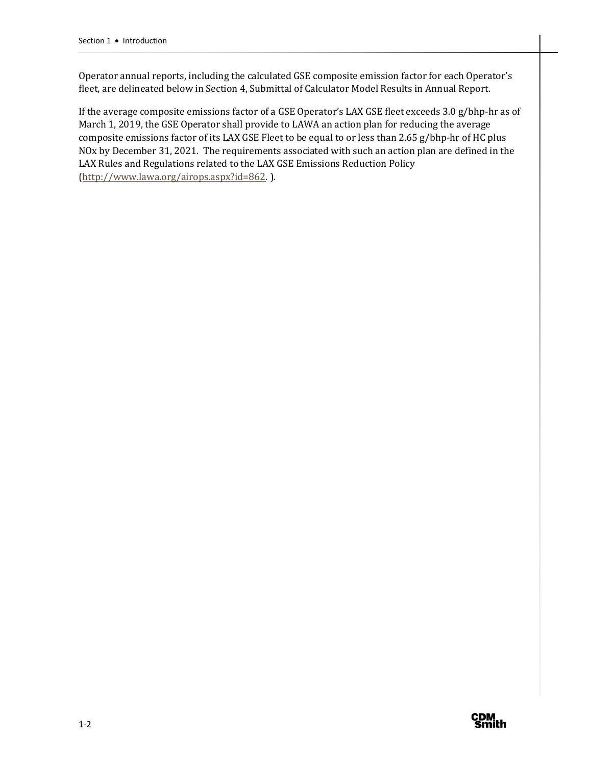Operator annual reports, including the calculated GSE composite emission factor for each Operator's fleet, are delineated below in Section 4, Submittal of Calculator Model Results in Annual Report.

If the average composite emissions factor of a GSE Operator's LAX GSE fleet exceeds 3.0 g/bhp-hr as of March 1, 2019, the GSE Operator shall provide to LAWA an action plan for reducing the average composite emissions factor of its LAX GSE Fleet to be equal to or less than 2.65 g/bhp-hr of HC plus NOx by December 31, 2021. The requirements associated with such an action plan are defined in the LAX Rules and Regulations related to the LAX GSE Emissions Reduction Policy (http://www.lawa.org/airops.aspx?id=862. ).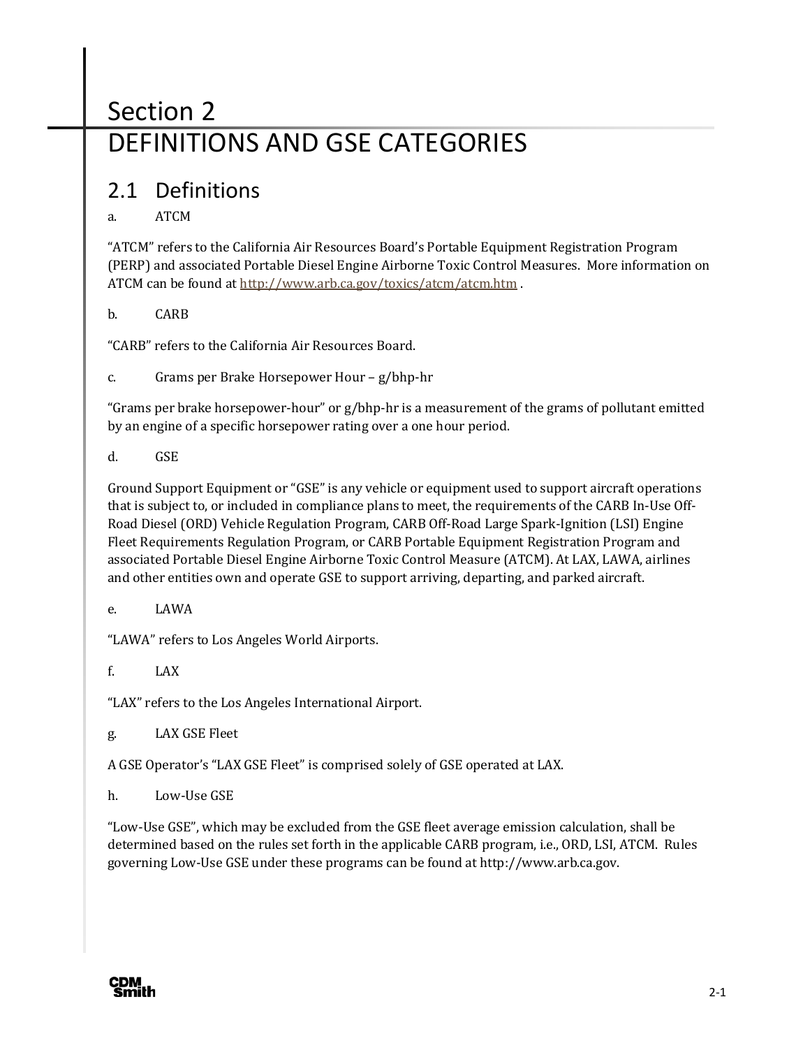# Section 2 DEFINITIONS AND GSE CATEGORIES

## 2.1 Definitions

a. ATCM

"ATCM" refers to the California Air Resources Board's Portable Equipment Registration Program (PERP) and associated Portable Diesel Engine Airborne Toxic Control Measures. More information on ATCM can be found at http://www.arb.ca.gov/toxics/atcm/atcm.htm .

b. CARB

"CARB" refers to the California Air Resources Board.

c. Grams per Brake Horsepower Hour – g/bhp-hr

"Grams per brake horsepower-hour" or g/bhp-hr is a measurement of the grams of pollutant emitted by an engine of a specific horsepower rating over a one hour period.

d. GSE

Ground Support Equipment or "GSE" is any vehicle or equipment used to support aircraft operations that is subject to, or included in compliance plans to meet, the requirements of the CARB In-Use Off-Road Diesel (ORD) Vehicle Regulation Program, CARB Off-Road Large Spark-Ignition (LSI) Engine Fleet Requirements Regulation Program, or CARB Portable Equipment Registration Program and associated Portable Diesel Engine Airborne Toxic Control Measure (ATCM). At LAX, LAWA, airlines and other entities own and operate GSE to support arriving, departing, and parked aircraft.

e. LAWA

"LAWA" refers to Los Angeles World Airports.

f. LAX

"LAX" refers to the Los Angeles International Airport.

g. LAX GSE Fleet

A GSE Operator's "LAX GSE Fleet" is comprised solely of GSE operated at LAX.

h. Low-Use GSE

"Low-Use GSE", which may be excluded from the GSE fleet average emission calculation, shall be determined based on the rules set forth in the applicable CARB program, i.e., ORD, LSI, ATCM. Rules governing Low-Use GSE under these programs can be found at http://www.arb.ca.gov.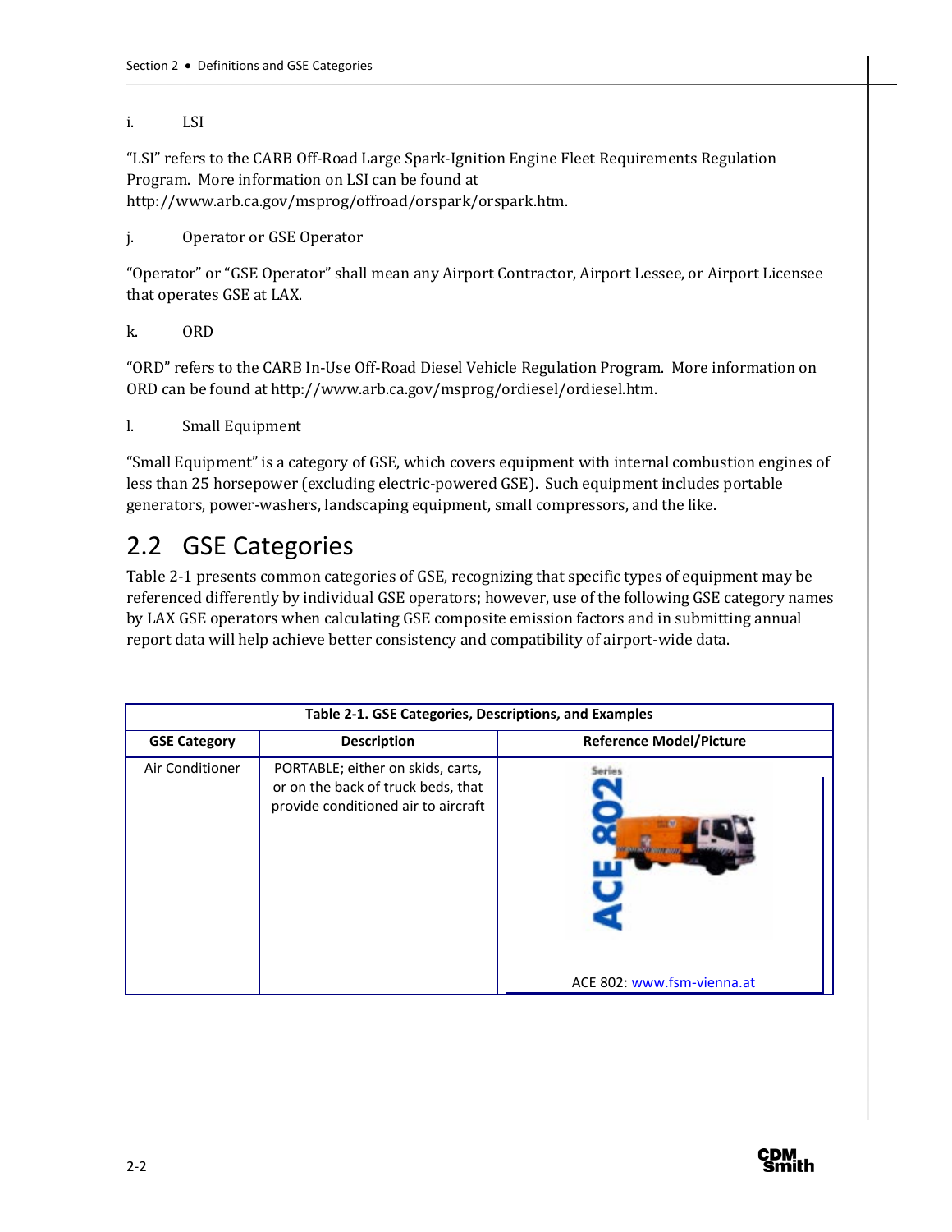i. LSI

"LSI" refers to the CARB Off-Road Large Spark-Ignition Engine Fleet Requirements Regulation Program. More information on LSI can be found at http://www.arb.ca.gov/msprog/offroad/orspark/orspark.htm.

j. Operator or GSE Operator

"Operator" or "GSE Operator" shall mean any Airport Contractor, Airport Lessee, or Airport Licensee that operates GSE at LAX.

k. ORD

"ORD" refers to the CARB In-Use Off-Road Diesel Vehicle Regulation Program. More information on ORD can be found at http://www.arb.ca.gov/msprog/ordiesel/ordiesel.htm.

l. Small Equipment

"Small Equipment" is a category of GSE, which covers equipment with internal combustion engines of less than 25 horsepower (excluding electric-powered GSE). Such equipment includes portable generators, power-washers, landscaping equipment, small compressors, and the like.

## 2.2 GSE Categories

Table 2-1 presents common categories of GSE, recognizing that specific types of equipment may be referenced differently by individual GSE operators; however, use of the following GSE category names by LAX GSE operators when calculating GSE composite emission factors and in submitting annual report data will help achieve better consistency and compatibility of airport-wide data.

**Table 2-1. GSE Categories, Descriptions, and Examples**

| GSE Category | Description | Reference Model/Picture |
|---|---|---|
| Air Conditioner | PORTABLE; either on skids, carts, or on the back of truck beds, that provide conditioned air to aircraft | ACE 802: www.fsm-vienna.at |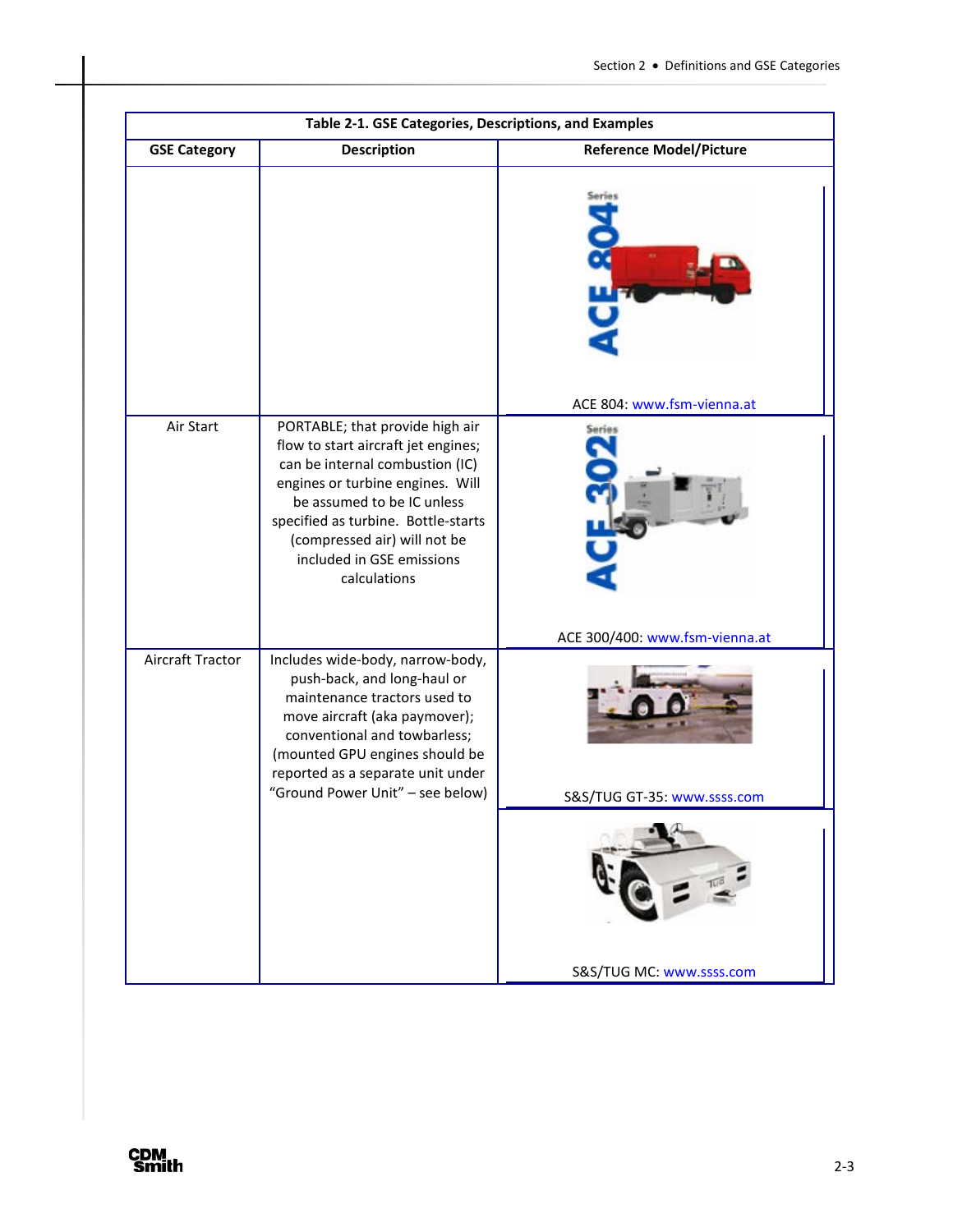**Table 2-1. GSE Categories, Descriptions, and Examples**

| GSE Category | Description | Reference Model/Picture |
|---|---|---|
| | | ACE 804: www.fsm-vienna.at |
| Air Start | PORTABLE; that provide high air flow to start aircraft jet engines; can be internal combustion (IC) engines or turbine engines. Will be assumed to be IC unless specified as turbine. Bottle-starts (compressed air) will not be included in GSE emissions calculations | ACE 300/400: www.fsm-vienna.at |
| Aircraft Tractor | Includes wide-body, narrow-body, push-back, and long-haul or maintenance tractors used to move aircraft (aka paymover); conventional and towbarless; (mounted GPU engines should be reported as a separate unit under "Ground Power Unit" – see below) | S&S/TUG GT-35: www.ssss.com |
| | | S&S/TUG MC: www.ssss.com |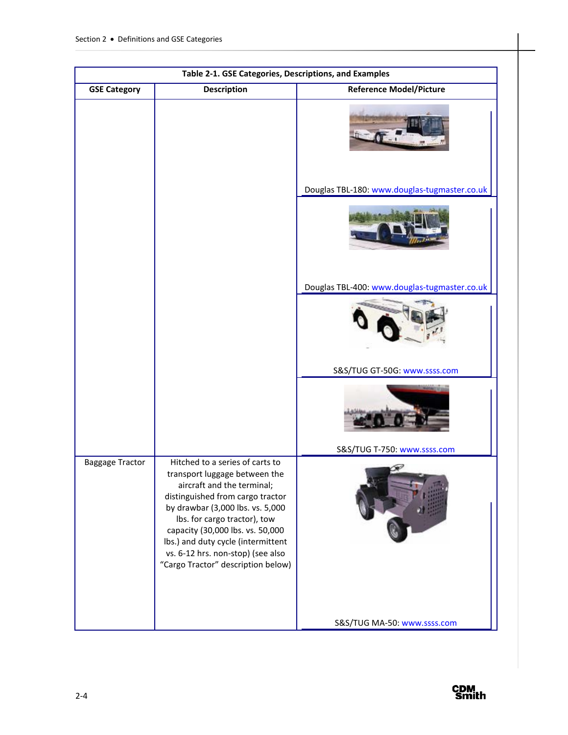| Table 2-1. GSE Categories, Descriptions, and Examples | | |
|---|---|---|
| **GSE Category** | **Description** | **Reference Model/Picture** |
| | | Douglas TBL-180: www.douglas-tugmaster.co.uk |
| | | Douglas TBL-400: www.douglas-tugmaster.co.uk |
| | | S&S/TUG GT-50G: www.ssss.com |
| | | S&S/TUG T-750: www.ssss.com |
| Baggage Tractor | Hitched to a series of carts to transport luggage between the aircraft and the terminal; distinguished from cargo tractor by drawbar (3,000 lbs. vs. 5,000 lbs. for cargo tractor), tow capacity (30,000 lbs. vs. 50,000 lbs.) and duty cycle (intermittent vs. 6-12 hrs. non-stop) (see also "Cargo Tractor" description below) | S&S/TUG MA-50: www.ssss.com |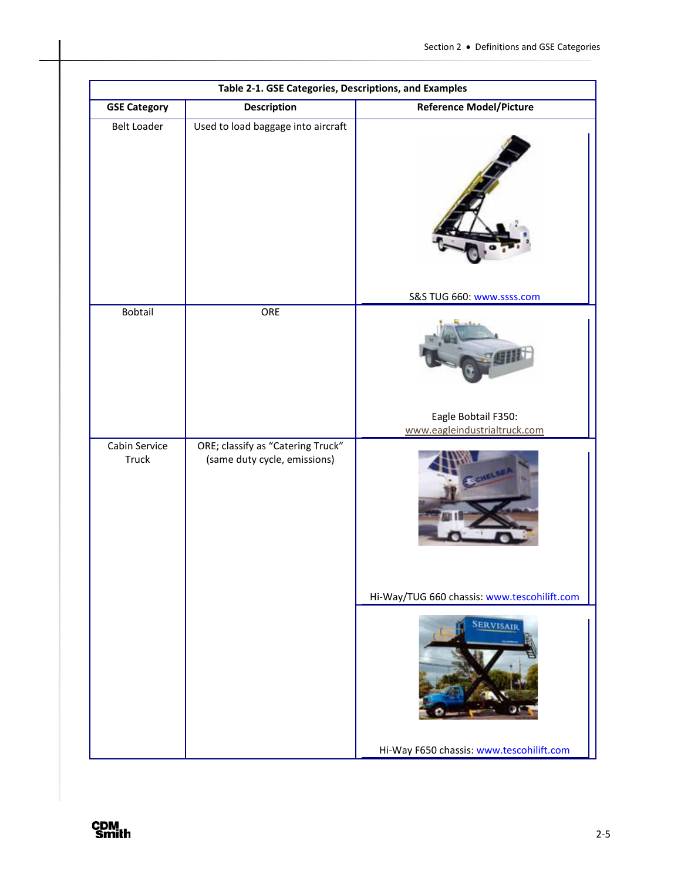**Table 2-1. GSE Categories, Descriptions, and Examples**

| GSE Category | Description | Reference Model/Picture |
|---|---|---|
| Belt Loader | Used to load baggage into aircraft | S&S TUG 660: www.ssss.com |
| Bobtail | ORE | Eagle Bobtail F350: www.eagleindustrialtruck.com |
| Cabin Service Truck | ORE; classify as "Catering Truck" (same duty cycle, emissions) | Hi-Way/TUG 660 chassis: www.tescohilift.com |
| | | Hi-Way F650 chassis: www.tescohilift.com |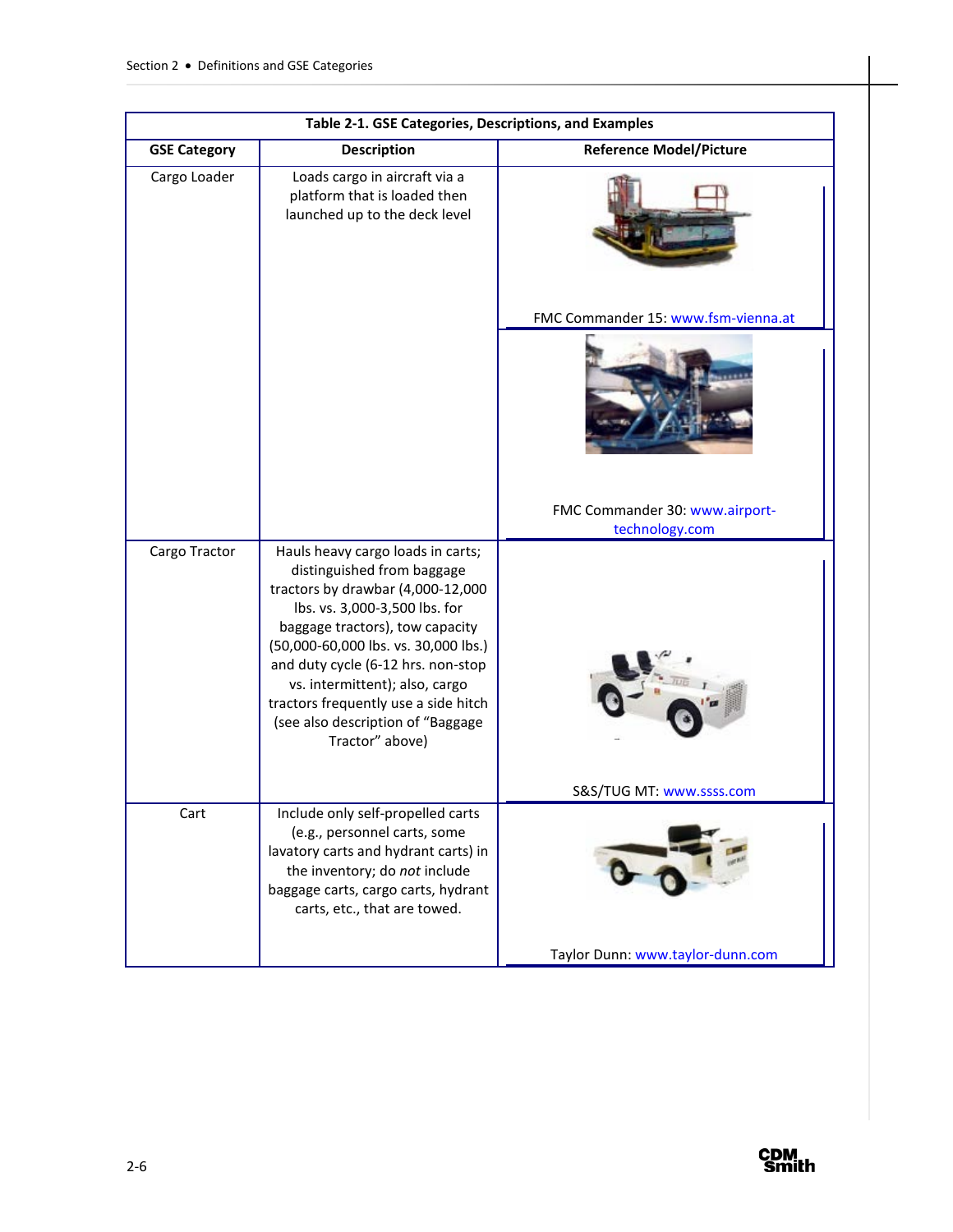**Table 2-1. GSE Categories, Descriptions, and Examples**

| GSE Category | Description | Reference Model/Picture |
|---|---|---|
| Cargo Loader | Loads cargo in aircraft via a platform that is loaded then launched up to the deck level | FMC Commander 15: www.fsm-vienna.at |
| | | FMC Commander 30: www.airport-technology.com |
| Cargo Tractor | Hauls heavy cargo loads in carts; distinguished from baggage tractors by drawbar (4,000-12,000 lbs. vs. 3,000-3,500 lbs. for baggage tractors), tow capacity (50,000-60,000 lbs. vs. 30,000 lbs.) and duty cycle (6-12 hrs. non-stop vs. intermittent); also, cargo tractors frequently use a side hitch (see also description of "Baggage Tractor" above) | S&S/TUG MT: www.ssss.com |
| Cart | Include only self-propelled carts (e.g., personnel carts, some lavatory carts and hydrant carts) in the inventory; do *not* include baggage carts, cargo carts, hydrant carts, etc., that are towed. | Taylor Dunn: www.taylor-dunn.com |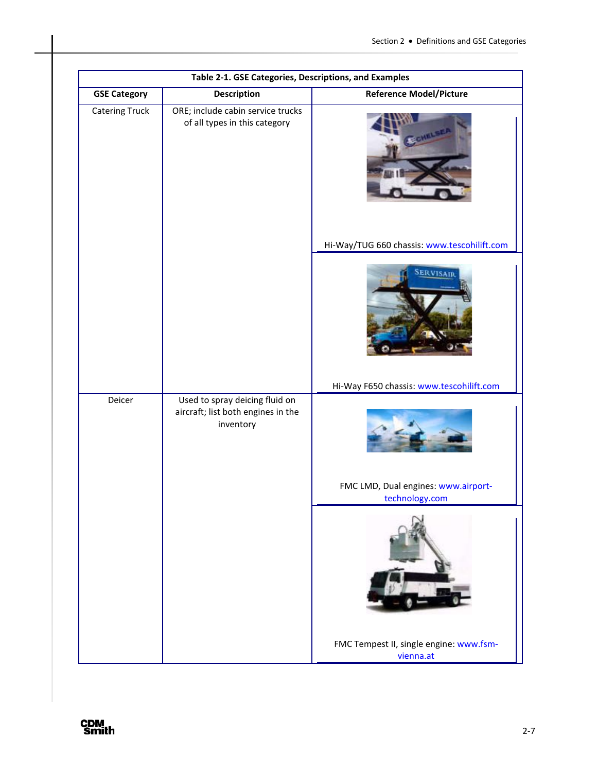| GSE Category | Description | Reference Model/Picture |
|---|---|---|
| Catering Truck | ORE; include cabin service trucks of all types in this category | Hi-Way/TUG 660 chassis: www.tescohilift.com |
| | | Hi-Way F650 chassis: www.tescohilift.com |
| Deicer | Used to spray deicing fluid on aircraft; list both engines in the inventory | FMC LMD, Dual engines: www.airport-technology.com |
| | | FMC Tempest II, single engine: www.fsm-vienna.at |

Table 2-1. GSE Categories, Descriptions, and Examples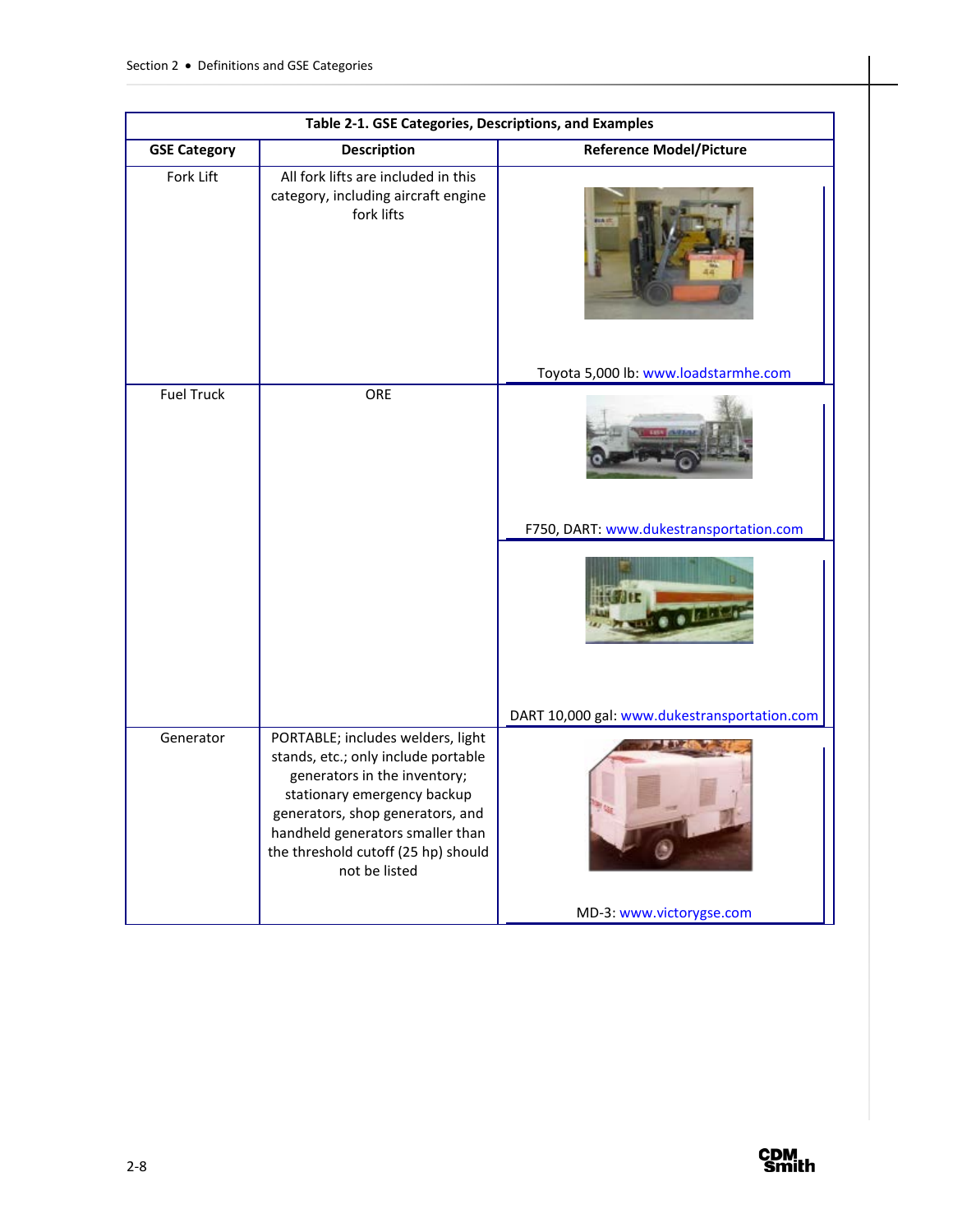**Table 2-1. GSE Categories, Descriptions, and Examples**

| GSE Category | Description | Reference Model/Picture |
|---|---|---|
| Fork Lift | All fork lifts are included in this category, including aircraft engine fork lifts | Toyota 5,000 lb: www.loadstarmhe.com |
| Fuel Truck | ORE | F750, DART: www.dukestransportation.com |
| | | DART 10,000 gal: www.dukestransportation.com |
| Generator | PORTABLE; includes welders, light stands, etc.; only include portable generators in the inventory; stationary emergency backup generators, shop generators, and handheld generators smaller than the threshold cutoff (25 hp) should not be listed | MD-3: www.victorygse.com |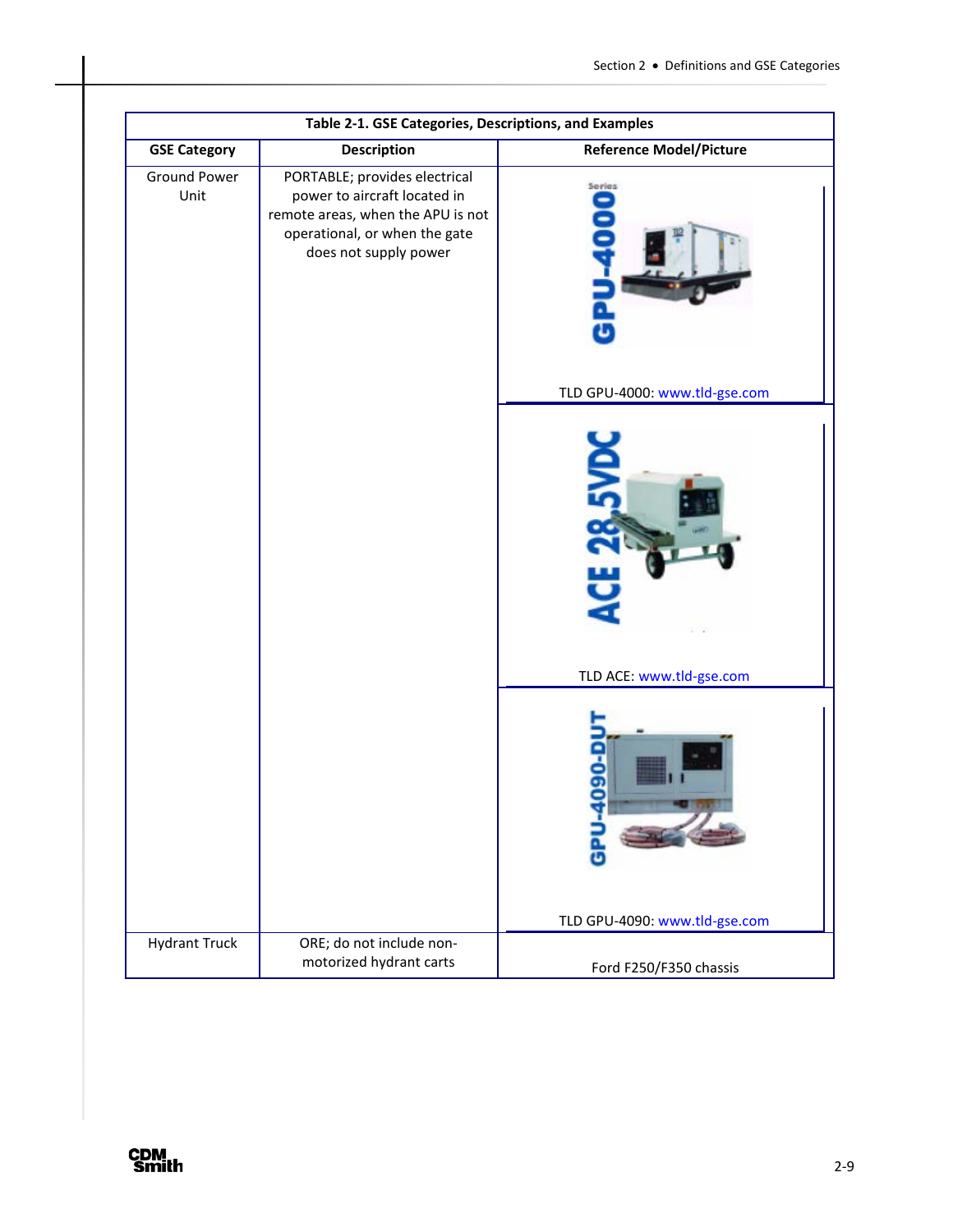**Table 2-1. GSE Categories, Descriptions, and Examples**

| GSE Category | Description | Reference Model/Picture |
|---|---|---|
| Ground Power Unit | PORTABLE; provides electrical power to aircraft located in remote areas, when the APU is not operational, or when the gate does not supply power | TLD GPU-4000: www.tld-gse.com |
| | | TLD ACE: www.tld-gse.com |
| | | TLD GPU-4090: www.tld-gse.com |
| Hydrant Truck | ORE; do not include non-motorized hydrant carts | Ford F250/F350 chassis |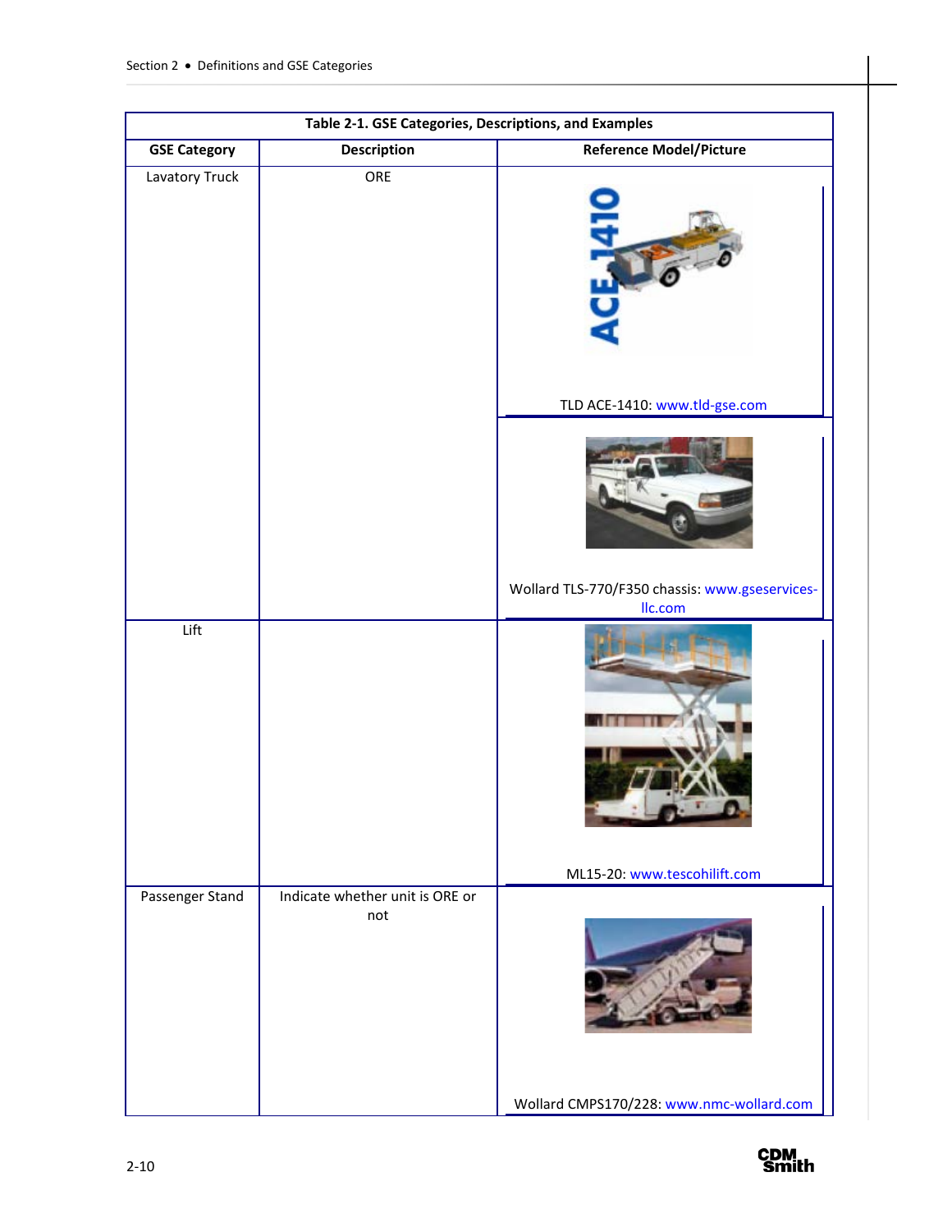**Table 2-1. GSE Categories, Descriptions, and Examples**

| GSE Category | Description | Reference Model/Picture |
|---|---|---|
| Lavatory Truck | ORE | TLD ACE-1410: www.tld-gse.com |
| | | Wollard TLS-770/F350 chassis: www.gseservices-llc.com |
| Lift | | ML15-20: www.tescohilift.com |
| Passenger Stand | Indicate whether unit is ORE or not | Wollard CMPS170/228: www.nmc-wollard.com |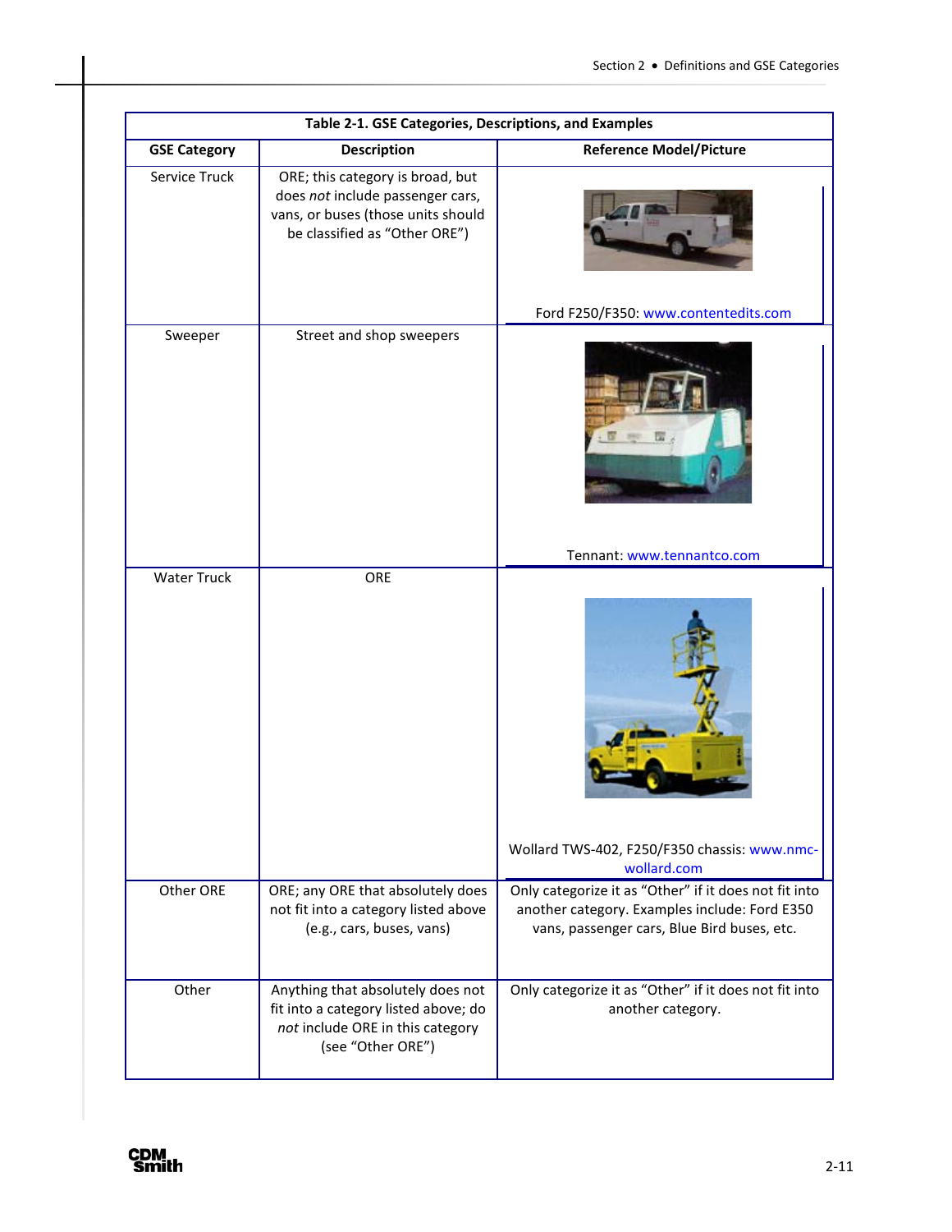| Table 2-1. GSE Categories, Descriptions, and Examples | | |
|---|---|---|
| **GSE Category** | **Description** | **Reference Model/Picture** |
| Service Truck | ORE; this category is broad, but does *not* include passenger cars, vans, or buses (those units should be classified as "Other ORE") | Ford F250/F350: www.contentedits.com |
| Sweeper | Street and shop sweepers | Tennant: www.tennantco.com |
| Water Truck | ORE | Wollard TWS-402, F250/F350 chassis: www.nmc-wollard.com |
| Other ORE | ORE; any ORE that absolutely does not fit into a category listed above (e.g., cars, buses, vans) | Only categorize it as "Other" if it does not fit into another category. Examples include: Ford E350 vans, passenger cars, Blue Bird buses, etc. |
| Other | Anything that absolutely does not fit into a category listed above; do *not* include ORE in this category (see "Other ORE") | Only categorize it as "Other" if it does not fit into another category. |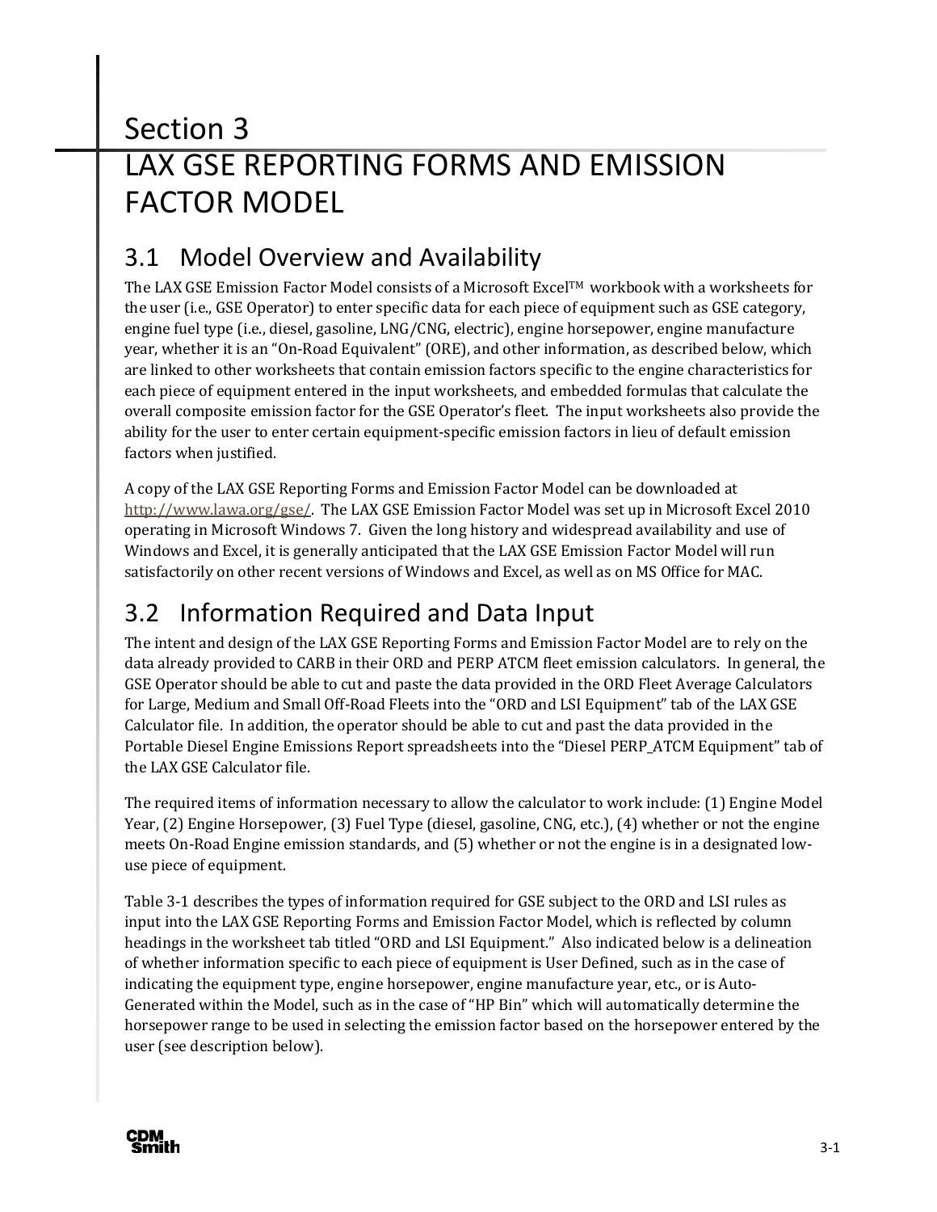# Section 3
# LAX GSE REPORTING FORMS AND EMISSION FACTOR MODEL

## 3.1 Model Overview and Availability

The LAX GSE Emission Factor Model consists of a Microsoft Excel™ workbook with a worksheets for the user (i.e., GSE Operator) to enter specific data for each piece of equipment such as GSE category, engine fuel type (i.e., diesel, gasoline, LNG/CNG, electric), engine horsepower, engine manufacture year, whether it is an "On-Road Equivalent" (ORE), and other information, as described below, which are linked to other worksheets that contain emission factors specific to the engine characteristics for each piece of equipment entered in the input worksheets, and embedded formulas that calculate the overall composite emission factor for the GSE Operator's fleet. The input worksheets also provide the ability for the user to enter certain equipment-specific emission factors in lieu of default emission factors when justified.

A copy of the LAX GSE Reporting Forms and Emission Factor Model can be downloaded at http://www.lawa.org/gse/. The LAX GSE Emission Factor Model was set up in Microsoft Excel 2010 operating in Microsoft Windows 7. Given the long history and widespread availability and use of Windows and Excel, it is generally anticipated that the LAX GSE Emission Factor Model will run satisfactorily on other recent versions of Windows and Excel, as well as on MS Office for MAC.

## 3.2 Information Required and Data Input

The intent and design of the LAX GSE Reporting Forms and Emission Factor Model are to rely on the data already provided to CARB in their ORD and PERP ATCM fleet emission calculators. In general, the GSE Operator should be able to cut and paste the data provided in the ORD Fleet Average Calculators for Large, Medium and Small Off-Road Fleets into the "ORD and LSI Equipment" tab of the LAX GSE Calculator file. In addition, the operator should be able to cut and past the data provided in the Portable Diesel Engine Emissions Report spreadsheets into the "Diesel PERP_ATCM Equipment" tab of the LAX GSE Calculator file.

The required items of information necessary to allow the calculator to work include: (1) Engine Model Year, (2) Engine Horsepower, (3) Fuel Type (diesel, gasoline, CNG, etc.), (4) whether or not the engine meets On-Road Engine emission standards, and (5) whether or not the engine is in a designated low-use piece of equipment.

Table 3-1 describes the types of information required for GSE subject to the ORD and LSI rules as input into the LAX GSE Reporting Forms and Emission Factor Model, which is reflected by column headings in the worksheet tab titled "ORD and LSI Equipment." Also indicated below is a delineation of whether information specific to each piece of equipment is User Defined, such as in the case of indicating the equipment type, engine horsepower, engine manufacture year, etc., or is Auto-Generated within the Model, such as in the case of "HP Bin" which will automatically determine the horsepower range to be used in selecting the emission factor based on the horsepower entered by the user (see description below).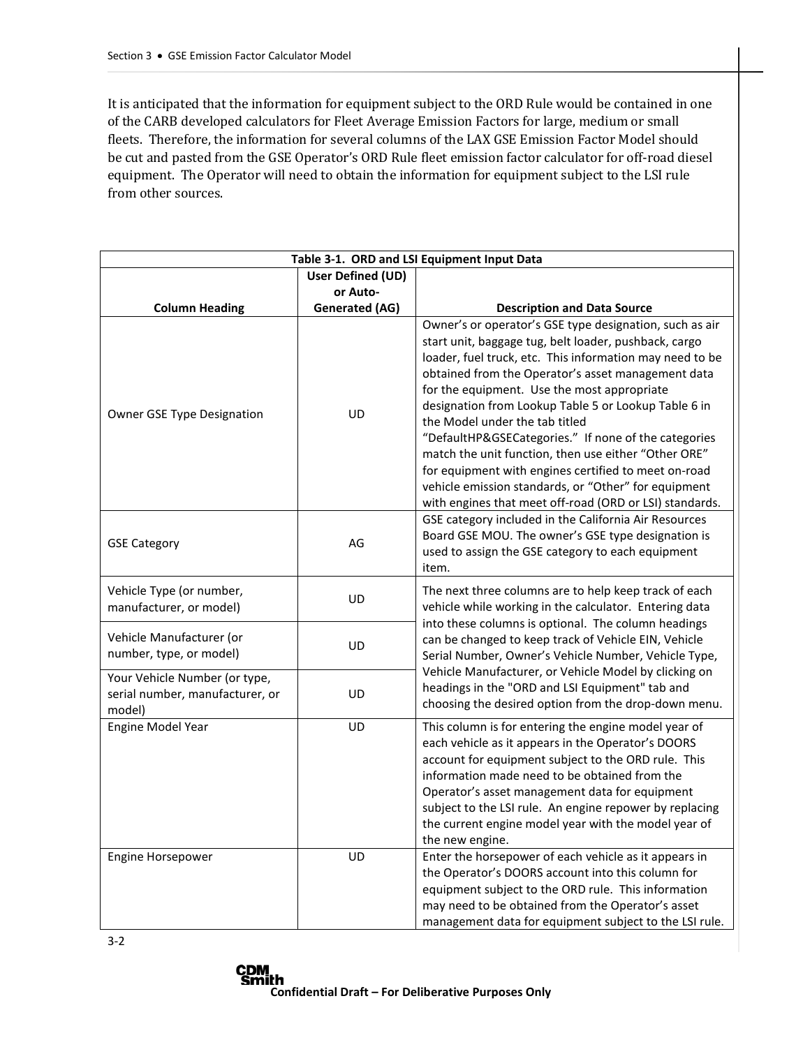It is anticipated that the information for equipment subject to the ORD Rule would be contained in one of the CARB developed calculators for Fleet Average Emission Factors for large, medium or small fleets. Therefore, the information for several columns of the LAX GSE Emission Factor Model should be cut and pasted from the GSE Operator's ORD Rule fleet emission factor calculator for off-road diesel equipment. The Operator will need to obtain the information for equipment subject to the LSI rule from other sources.

**Table 3-1. ORD and LSI Equipment Input Data**

| Column Heading | User Defined (UD) or Auto-Generated (AG) | Description and Data Source |
|---|---|---|
| Owner GSE Type Designation | UD | Owner's or operator's GSE type designation, such as air start unit, baggage tug, belt loader, pushback, cargo loader, fuel truck, etc. This information may need to be obtained from the Operator's asset management data for the equipment. Use the most appropriate designation from Lookup Table 5 or Lookup Table 6 in the Model under the tab titled "DefaultHP&GSECategories." If none of the categories match the unit function, then use either "Other ORE" for equipment with engines certified to meet on-road vehicle emission standards, or "Other" for equipment with engines that meet off-road (ORD or LSI) standards. |
| GSE Category | AG | GSE category included in the California Air Resources Board GSE MOU. The owner's GSE type designation is used to assign the GSE category to each equipment item. |
| Vehicle Type (or number, manufacturer, or model) | UD | The next three columns are to help keep track of each vehicle while working in the calculator. Entering data into these columns is optional. The column headings can be changed to keep track of Vehicle EIN, Vehicle Serial Number, Owner's Vehicle Number, Vehicle Type, Vehicle Manufacturer, or Vehicle Model by clicking on headings in the "ORD and LSI Equipment" tab and choosing the desired option from the drop-down menu. |
| Vehicle Manufacturer (or number, type, or model) | UD | |
| Your Vehicle Number (or type, serial number, manufacturer, or model) | UD | |
| Engine Model Year | UD | This column is for entering the engine model year of each vehicle as it appears in the Operator's DOORS account for equipment subject to the ORD rule. This information made need to be obtained from the Operator's asset management data for equipment subject to the LSI rule. An engine repower by replacing the current engine model year with the model year of the new engine. |
| Engine Horsepower | UD | Enter the horsepower of each vehicle as it appears in the Operator's DOORS account into this column for equipment subject to the ORD rule. This information may need to be obtained from the Operator's asset management data for equipment subject to the LSI rule. |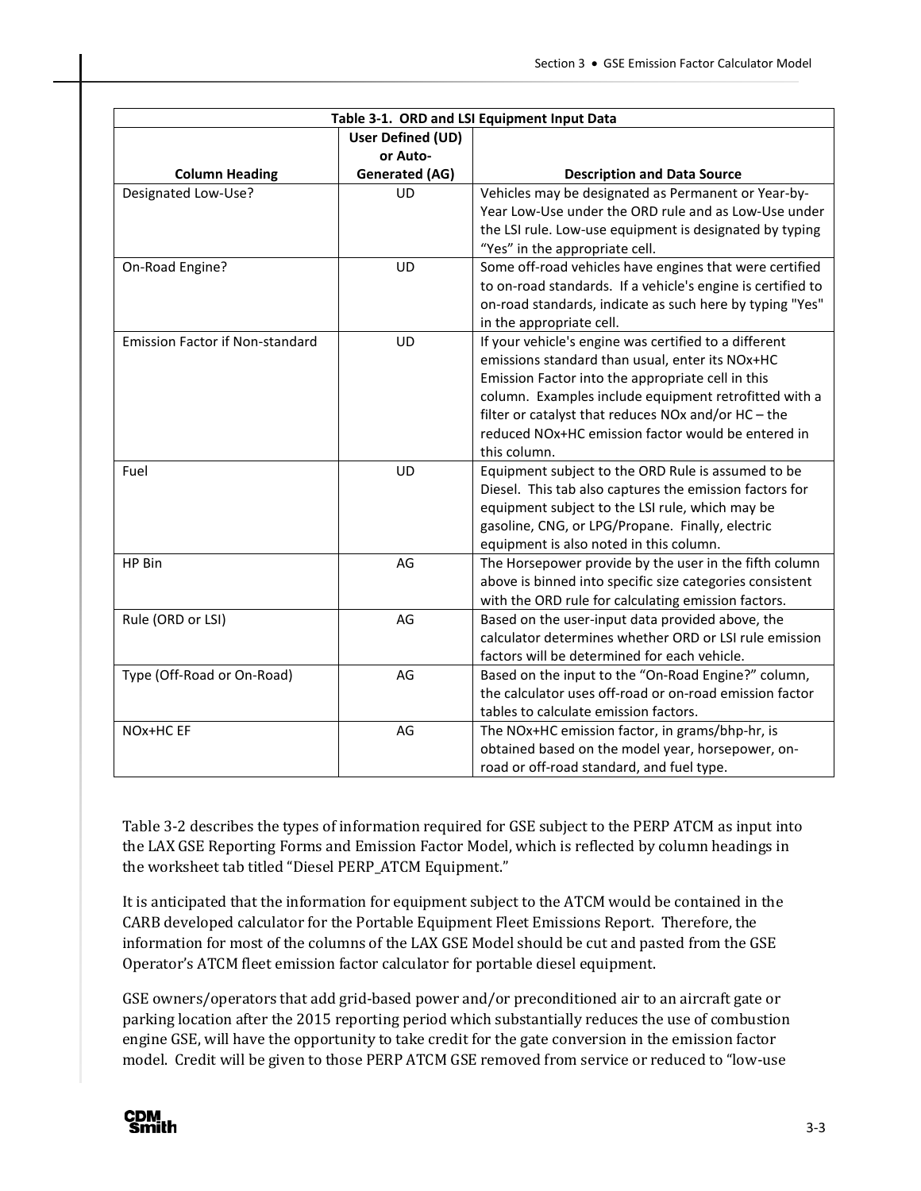| Table 3-1. ORD and LSI Equipment Input Data | | |
|---|---|---|
| **Column Heading** | **User Defined (UD) or Auto-Generated (AG)** | **Description and Data Source** |
| Designated Low-Use? | UD | Vehicles may be designated as Permanent or Year-by-Year Low-Use under the ORD rule and as Low-Use under the LSI rule. Low-use equipment is designated by typing “Yes” in the appropriate cell. |
| On-Road Engine? | UD | Some off-road vehicles have engines that were certified to on-road standards. If a vehicle's engine is certified to on-road standards, indicate as such here by typing "Yes" in the appropriate cell. |
| Emission Factor if Non-standard | UD | If your vehicle's engine was certified to a different emissions standard than usual, enter its NOx+HC Emission Factor into the appropriate cell in this column. Examples include equipment retrofitted with a filter or catalyst that reduces NOx and/or HC – the reduced NOx+HC emission factor would be entered in this column. |
| Fuel | UD | Equipment subject to the ORD Rule is assumed to be Diesel. This tab also captures the emission factors for equipment subject to the LSI rule, which may be gasoline, CNG, or LPG/Propane. Finally, electric equipment is also noted in this column. |
| HP Bin | AG | The Horsepower provide by the user in the fifth column above is binned into specific size categories consistent with the ORD rule for calculating emission factors. |
| Rule (ORD or LSI) | AG | Based on the user-input data provided above, the calculator determines whether ORD or LSI rule emission factors will be determined for each vehicle. |
| Type (Off-Road or On-Road) | AG | Based on the input to the “On-Road Engine?” column, the calculator uses off-road or on-road emission factor tables to calculate emission factors. |
| NOx+HC EF | AG | The NOx+HC emission factor, in grams/bhp-hr, is obtained based on the model year, horsepower, on-road or off-road standard, and fuel type. |

Table 3-2 describes the types of information required for GSE subject to the PERP ATCM as input into the LAX GSE Reporting Forms and Emission Factor Model, which is reflected by column headings in the worksheet tab titled “Diesel PERP_ATCM Equipment.”

It is anticipated that the information for equipment subject to the ATCM would be contained in the CARB developed calculator for the Portable Equipment Fleet Emissions Report. Therefore, the information for most of the columns of the LAX GSE Model should be cut and pasted from the GSE Operator’s ATCM fleet emission factor calculator for portable diesel equipment.

GSE owners/operators that add grid-based power and/or preconditioned air to an aircraft gate or parking location after the 2015 reporting period which substantially reduces the use of combustion engine GSE, will have the opportunity to take credit for the gate conversion in the emission factor model. Credit will be given to those PERP ATCM GSE removed from service or reduced to “low-use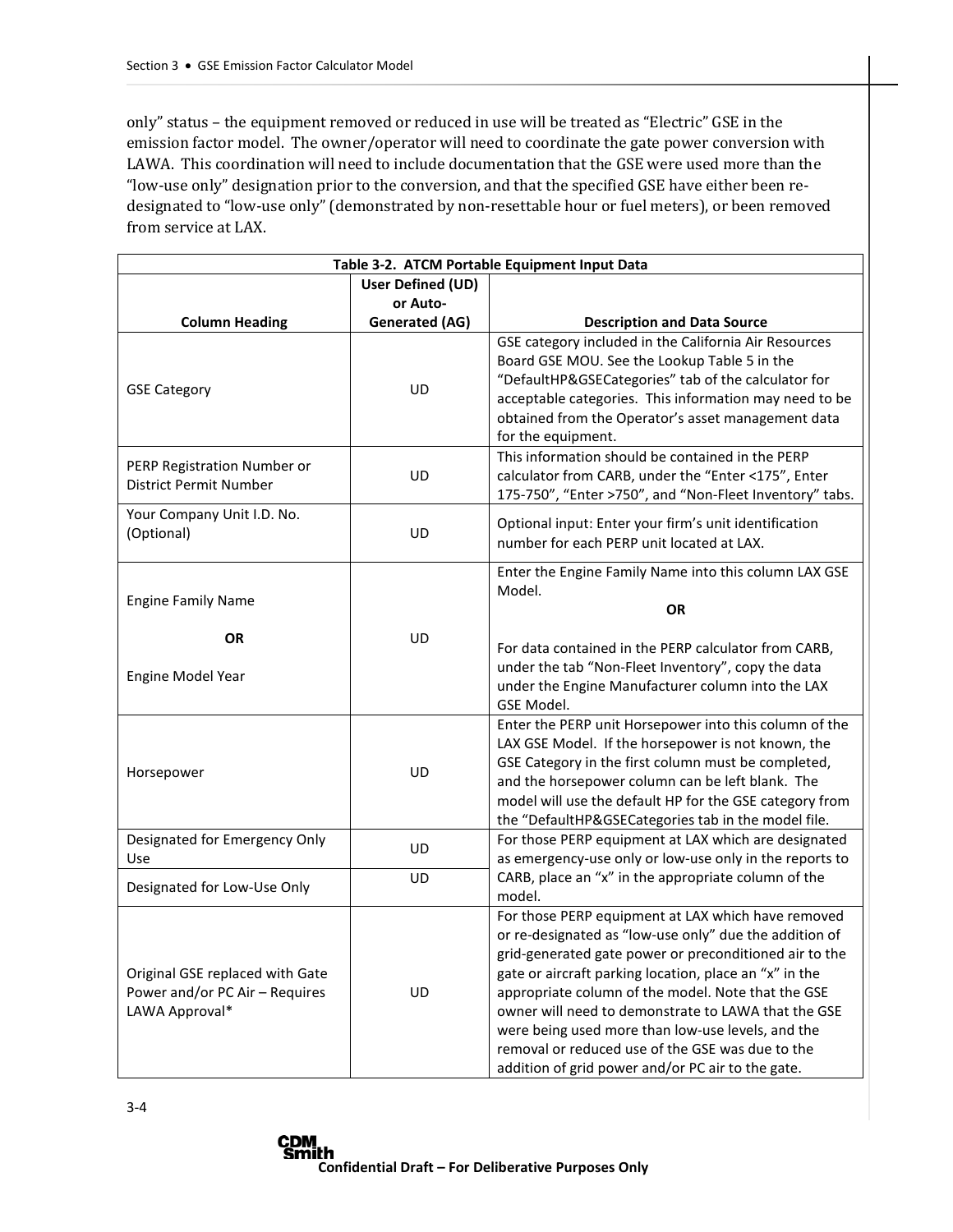only" status – the equipment removed or reduced in use will be treated as "Electric" GSE in the emission factor model. The owner/operator will need to coordinate the gate power conversion with LAWA. This coordination will need to include documentation that the GSE were used more than the "low-use only" designation prior to the conversion, and that the specified GSE have either been re-designated to "low-use only" (demonstrated by non-resettable hour or fuel meters), or been removed from service at LAX.

**Table 3-2. ATCM Portable Equipment Input Data**

| Column Heading | User Defined (UD) or Auto-Generated (AG) | Description and Data Source |
|---|---|---|
| GSE Category | UD | GSE category included in the California Air Resources Board GSE MOU. See the Lookup Table 5 in the "DefaultHP&GSECategories" tab of the calculator for acceptable categories. This information may need to be obtained from the Operator's asset management data for the equipment. |
| PERP Registration Number or District Permit Number | UD | This information should be contained in the PERP calculator from CARB, under the "Enter <175", Enter 175-750", "Enter >750", and "Non-Fleet Inventory" tabs. |
| Your Company Unit I.D. No. (Optional) | UD | Optional input: Enter your firm's unit identification number for each PERP unit located at LAX. |
| Engine Family Name **OR** Engine Model Year | UD | Enter the Engine Family Name into this column LAX GSE Model. **OR** For data contained in the PERP calculator from CARB, under the tab "Non-Fleet Inventory", copy the data under the Engine Manufacturer column into the LAX GSE Model. |
| Horsepower | UD | Enter the PERP unit Horsepower into this column of the LAX GSE Model. If the horsepower is not known, the GSE Category in the first column must be completed, and the horsepower column can be left blank. The model will use the default HP for the GSE category from the "DefaultHP&GSECategories tab in the model file. |
| Designated for Emergency Only Use | UD | For those PERP equipment at LAX which are designated as emergency-use only or low-use only in the reports to CARB, place an "x" in the appropriate column of the model. |
| Designated for Low-Use Only | UD | |
| Original GSE replaced with Gate Power and/or PC Air – Requires LAWA Approval* | UD | For those PERP equipment at LAX which have removed or re-designated as "low-use only" due the addition of grid-generated gate power or preconditioned air to the gate or aircraft parking location, place an "x" in the appropriate column of the model. Note that the GSE owner will need to demonstrate to LAWA that the GSE were being used more than low-use levels, and the removal or reduced use of the GSE was due to the addition of grid power and/or PC air to the gate. |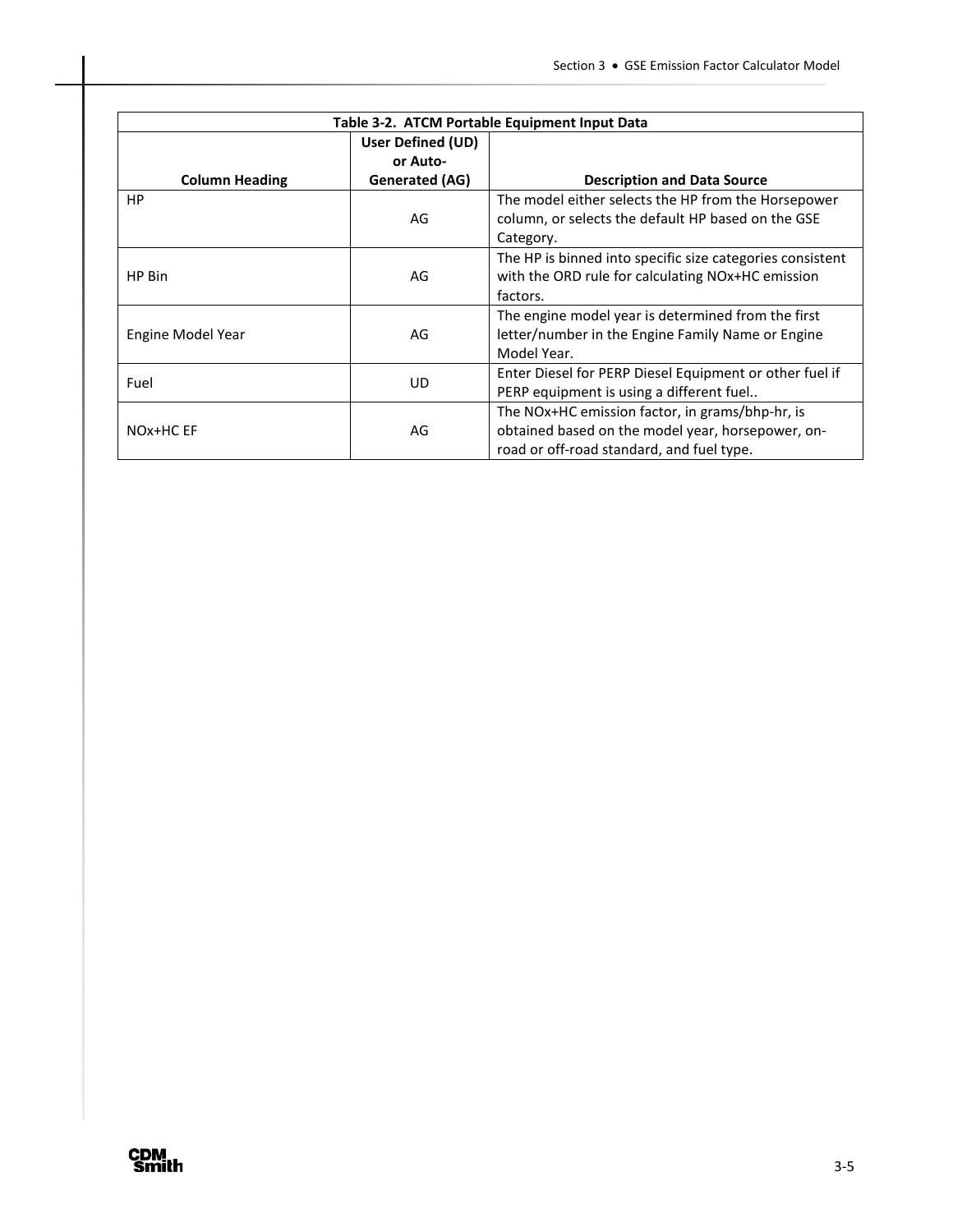| Table 3-2. ATCM Portable Equipment Input Data | | |
|---|---|---|
| **Column Heading** | **User Defined (UD) or Auto-Generated (AG)** | **Description and Data Source** |
| HP | AG | The model either selects the HP from the Horsepower column, or selects the default HP based on the GSE Category. |
| HP Bin | AG | The HP is binned into specific size categories consistent with the ORD rule for calculating NOx+HC emission factors. |
| Engine Model Year | AG | The engine model year is determined from the first letter/number in the Engine Family Name or Engine Model Year. |
| Fuel | UD | Enter Diesel for PERP Diesel Equipment or other fuel if PERP equipment is using a different fuel.. |
| NOx+HC EF | AG | The NOx+HC emission factor, in grams/bhp-hr, is obtained based on the model year, horsepower, on-road or off-road standard, and fuel type. |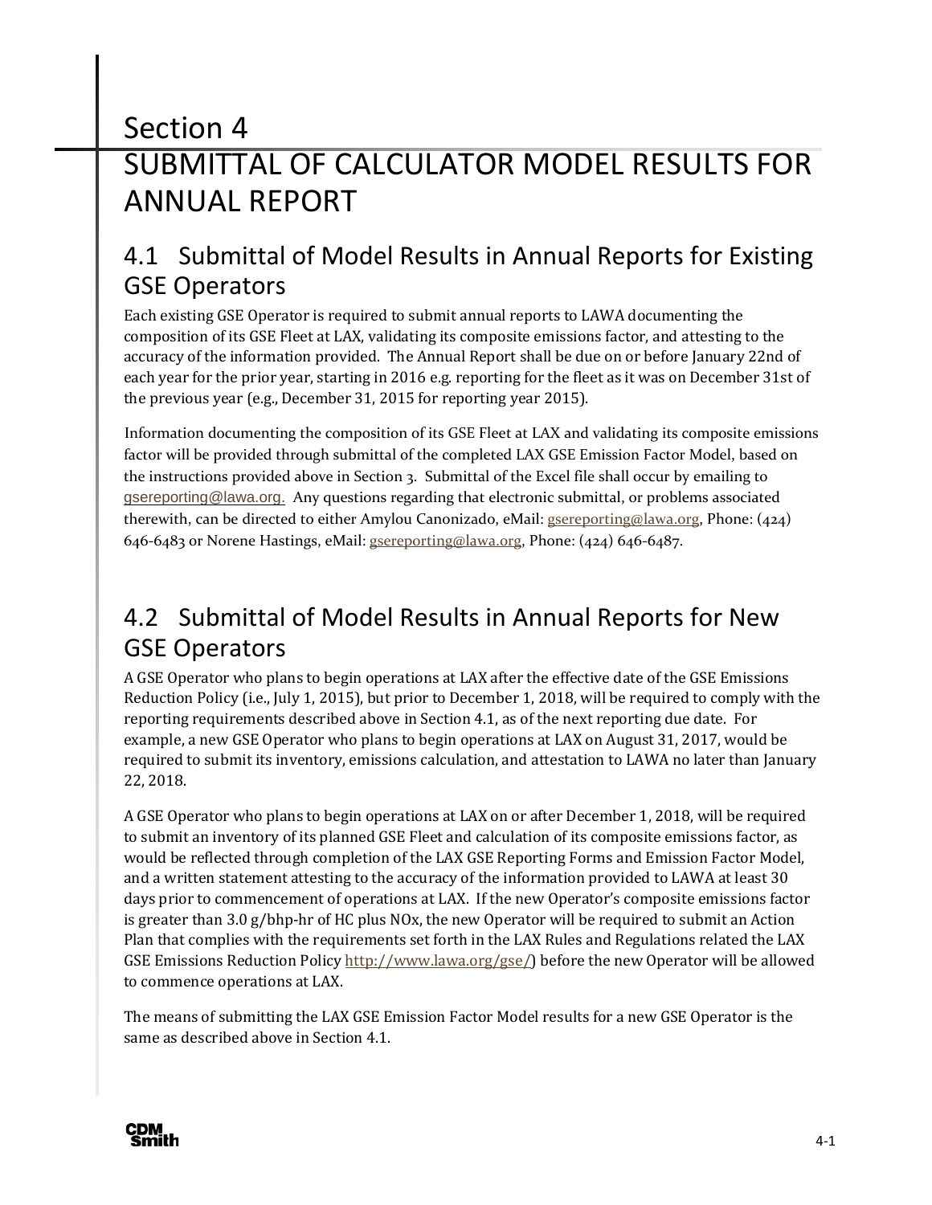# Section 4
# SUBMITTAL OF CALCULATOR MODEL RESULTS FOR ANNUAL REPORT

## 4.1 Submittal of Model Results in Annual Reports for Existing GSE Operators

Each existing GSE Operator is required to submit annual reports to LAWA documenting the composition of its GSE Fleet at LAX, validating its composite emissions factor, and attesting to the accuracy of the information provided. The Annual Report shall be due on or before January 22nd of each year for the prior year, starting in 2016 e.g. reporting for the fleet as it was on December 31st of the previous year (e.g., December 31, 2015 for reporting year 2015).

Information documenting the composition of its GSE Fleet at LAX and validating its composite emissions factor will be provided through submittal of the completed LAX GSE Emission Factor Model, based on the instructions provided above in Section 3. Submittal of the Excel file shall occur by emailing to gsereporting@lawa.org. Any questions regarding that electronic submittal, or problems associated therewith, can be directed to either Amylou Canonizado, eMail: gsereporting@lawa.org, Phone: (424) 646-6483 or Norene Hastings, eMail: gsereporting@lawa.org, Phone: (424) 646-6487.

## 4.2 Submittal of Model Results in Annual Reports for New GSE Operators

A GSE Operator who plans to begin operations at LAX after the effective date of the GSE Emissions Reduction Policy (i.e., July 1, 2015), but prior to December 1, 2018, will be required to comply with the reporting requirements described above in Section 4.1, as of the next reporting due date. For example, a new GSE Operator who plans to begin operations at LAX on August 31, 2017, would be required to submit its inventory, emissions calculation, and attestation to LAWA no later than January 22, 2018.

A GSE Operator who plans to begin operations at LAX on or after December 1, 2018, will be required to submit an inventory of its planned GSE Fleet and calculation of its composite emissions factor, as would be reflected through completion of the LAX GSE Reporting Forms and Emission Factor Model, and a written statement attesting to the accuracy of the information provided to LAWA at least 30 days prior to commencement of operations at LAX. If the new Operator's composite emissions factor is greater than 3.0 g/bhp-hr of HC plus NOx, the new Operator will be required to submit an Action Plan that complies with the requirements set forth in the LAX Rules and Regulations related the LAX GSE Emissions Reduction Policy http://www.lawa.org/gse/) before the new Operator will be allowed to commence operations at LAX.

The means of submitting the LAX GSE Emission Factor Model results for a new GSE Operator is the same as described above in Section 4.1.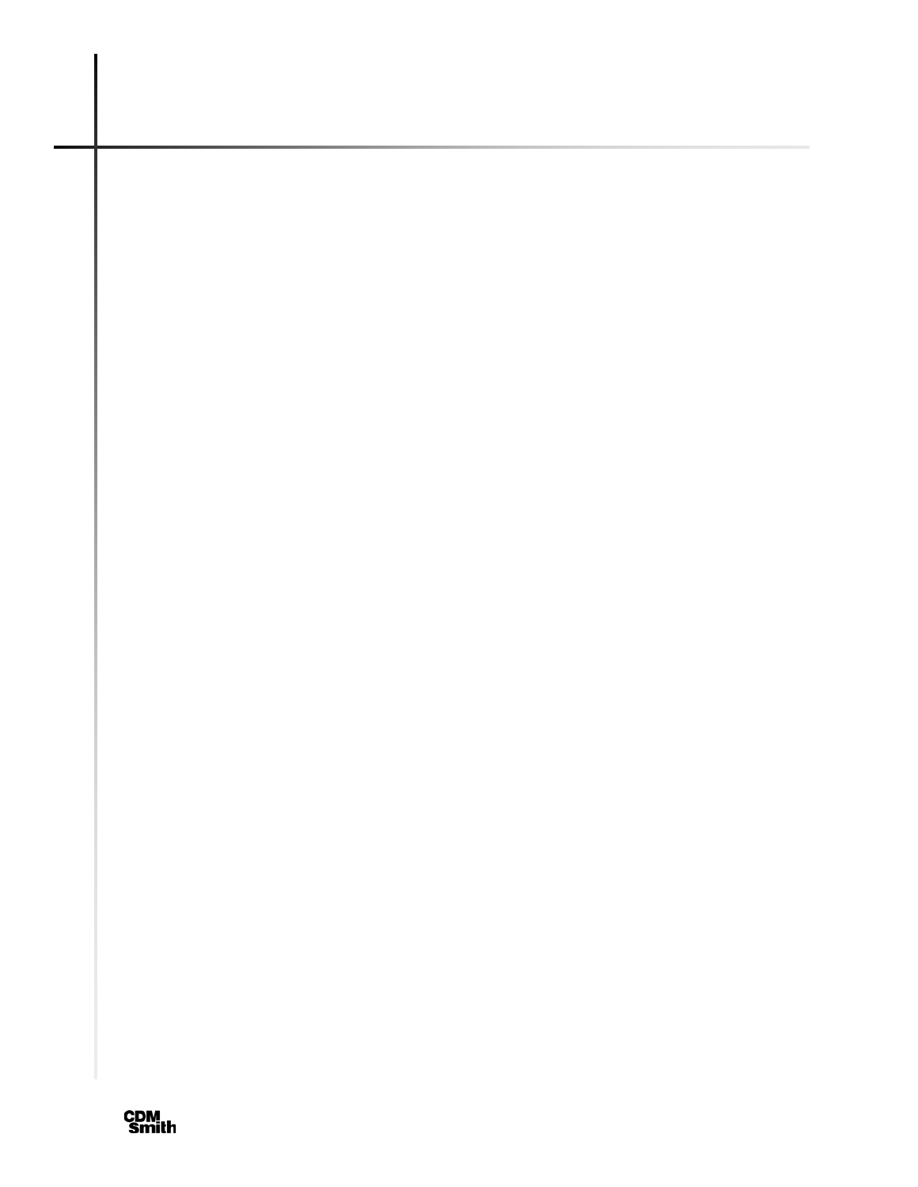CDM Smith